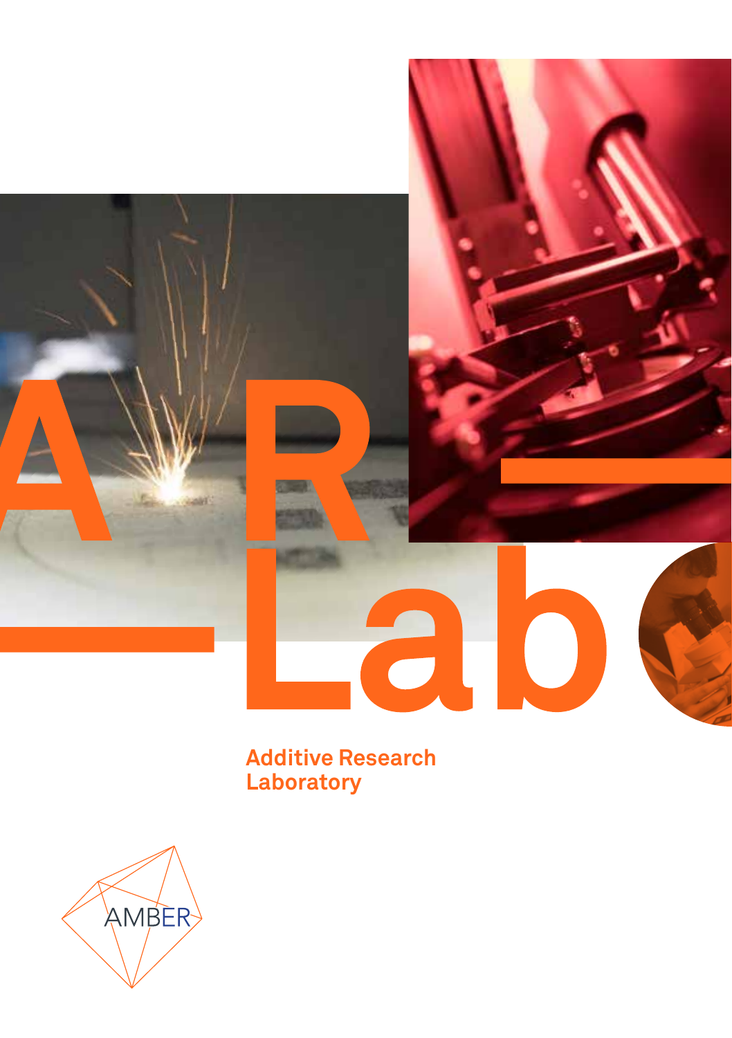# AR—Lab

## Additive Research Laboratory

AMBER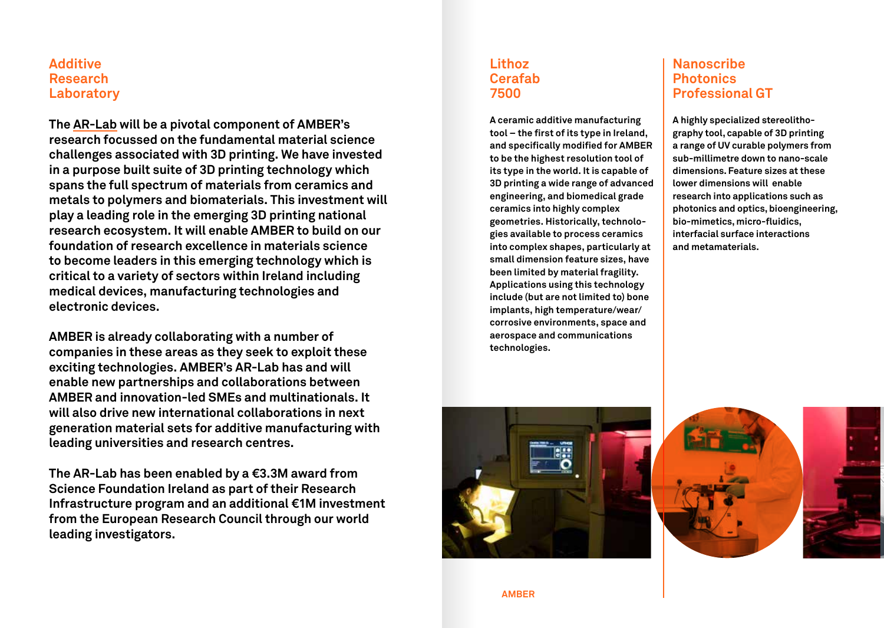## Additive Research Laboratory

The AR-Lab will be a pivotal component of AMBER's research focussed on the fundamental material science challenges associated with 3D printing. We have invested in a purpose built suite of 3D printing technology which spans the full spectrum of materials from ceramics and metals to polymers and biomaterials. This investment will play a leading role in the emerging 3D printing national research ecosystem. It will enable AMBER to build on our foundation of research excellence in materials science to become leaders in this emerging technology which is critical to a variety of sectors within Ireland including medical devices, manufacturing technologies and electronic devices.

AMBER is already collaborating with a number of companies in these areas as they seek to exploit these exciting technologies. AMBER's AR-Lab has and will enable new partnerships and collaborations between AMBER and innovation-led SMEs and multinationals. It will also drive new international collaborations in next generation material sets for additive manufacturing with leading universities and research centres.

The AR-Lab has been enabled by a €3.3M award from Science Foundation Ireland as part of their Research Infrastructure program and an additional €1M investment from the European Research Council through our world leading investigators.

## Lithoz Cerafab 7500

A ceramic additive manufacturing tool – the first of its type in Ireland, and specifically modified for AMBER to be the highest resolution tool of its type in the world. It is capable of 3D printing a wide range of advanced engineering, and biomedical grade ceramics into highly complex geometries. Historically, technologies available to process ceramics into complex shapes, particularly at small dimension feature sizes, have been limited by material fragility. Applications using this technology include (but are not limited to) bone implants, high temperature/wear/corrosive environments, space and aerospace and communications technologies.

## Nanoscribe Photonics Professional GT

A highly specialized stereolithography tool, capable of 3D printing a range of UV curable polymers from sub-millimetre down to nano-scale dimensions. Feature sizes at these lower dimensions will enable research into applications such as photonics and optics, bioengineering, bio-mimetics, micro-fluidics, interfacial surface interactions and metamaterials.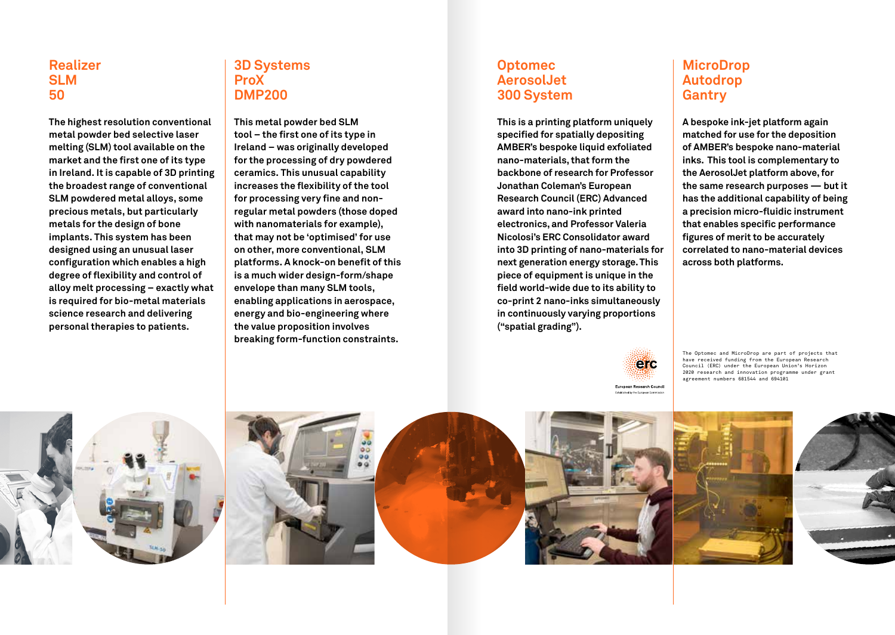## Realizer SLM 50

**The highest resolution conventional metal powder bed selective laser melting (SLM) tool available on the market and the first one of its type in Ireland. It is capable of 3D printing the broadest range of conventional SLM powdered metal alloys, some precious metals, but particularly metals for the design of bone implants. This system has been designed using an unusual laser configuration which enables a high degree of flexibility and control of alloy melt processing – exactly what is required for bio-metal materials science research and delivering personal therapies to patients.**

## 3D Systems ProX DMP200

**This metal powder bed SLM tool – the first one of its type in Ireland – was originally developed for the processing of dry powdered ceramics. This unusual capability increases the flexibility of the tool for processing very fine and non-regular metal powders (those doped with nanomaterials for example), that may not be 'optimised' for use on other, more conventional, SLM platforms. A knock-on benefit of this is a much wider design-form/shape envelope than many SLM tools, enabling applications in aerospace, energy and bio-engineering where the value proposition involves breaking form-function constraints.**

## Optomec AerosolJet 300 System

**This is a printing platform uniquely specified for spatially depositing AMBER's bespoke liquid exfoliated nano-materials, that form the backbone of research for Professor Jonathan Coleman's European Research Council (ERC) Advanced award into nano-ink printed electronics, and Professor Valeria Nicolosi's ERC Consolidator award into 3D printing of nano-materials for next generation energy storage. This piece of equipment is unique in the field world-wide due to its ability to co-print 2 nano-inks simultaneously in continuously varying proportions ("spatial grading").**

## MicroDrop Autodrop Gantry

**A bespoke ink-jet platform again matched for use for the deposition of AMBER's bespoke nano-material inks. This tool is complementary to the AerosolJet platform above, for the same research purposes — but it has the additional capability of being a precision micro-fluidic instrument that enables specific performance figures of merit to be accurately correlated to nano-material devices across both platforms.**

erc
European Research Council
Established by the European Commission

The Optomec and MicroDrop are part of projects that have received funding from the European Research Council (ERC) under the European Union's Horizon 2020 research and innovation programme under grant agreement numbers 681544 and 694101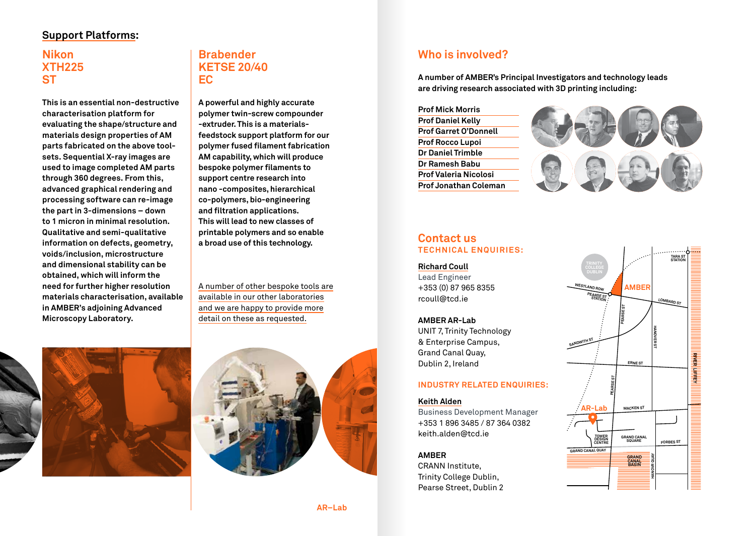## Support Platforms:

### Nikon XTH225 ST

**This is an essential non-destructive characterisation platform for evaluating the shape/structure and materials design properties of AM parts fabricated on the above tool-sets. Sequential X-ray images are used to image completed AM parts through 360 degrees. From this, advanced graphical rendering and processing software can re-image the part in 3-dimensions – down to 1 micron in minimal resolution. Qualitative and semi-qualitative information on defects, geometry, voids/inclusion, microstructure and dimensional stability can be obtained, which will inform the need for further higher resolution materials characterisation, available in AMBER's adjoining Advanced Microscopy Laboratory.**

### Brabender KETSE 20/40 EC

**A powerful and highly accurate polymer twin-screw compounder -extruder. This is a materials-feedstock support platform for our polymer fused filament fabrication AM capability, which will produce bespoke polymer filaments to support centre research into nano -composites, hierarchical co-polymers, bio-engineering and filtration applications. This will lead to new classes of printable polymers and so enable a broad use of this technology.**

A number of other bespoke tools are available in our other laboratories and we are happy to provide more detail on these as requested.

## Who is involved?

**A number of AMBER's Principal Investigators and technology leads are driving research associated with 3D printing including:**

- Prof Mick Morris
- Prof Daniel Kelly
- Prof Garret O'Donnell
- Prof Rocco Lupoi
- Dr Daniel Trimble
- Dr Ramesh Babu
- Prof Valeria Nicolosi
- Prof Jonathan Coleman

## Contact us

### TECHNICAL ENQUIRIES:

**Richard Coull**
Lead Engineer
+353 (0) 87 965 8355
rcoull@tcd.ie

**AMBER AR-Lab**
UNIT 7, Trinity Technology & Enterprise Campus,
Grand Canal Quay,
Dublin 2, Ireland

### INDUSTRY RELATED ENQUIRIES:

**Keith Alden**
Business Development Manager
+353 1 896 3485 / 87 364 0382
keith.alden@tcd.ie

**AMBER**
CRANN Institute,
Trinity College Dublin,
Pearse Street, Dublin 2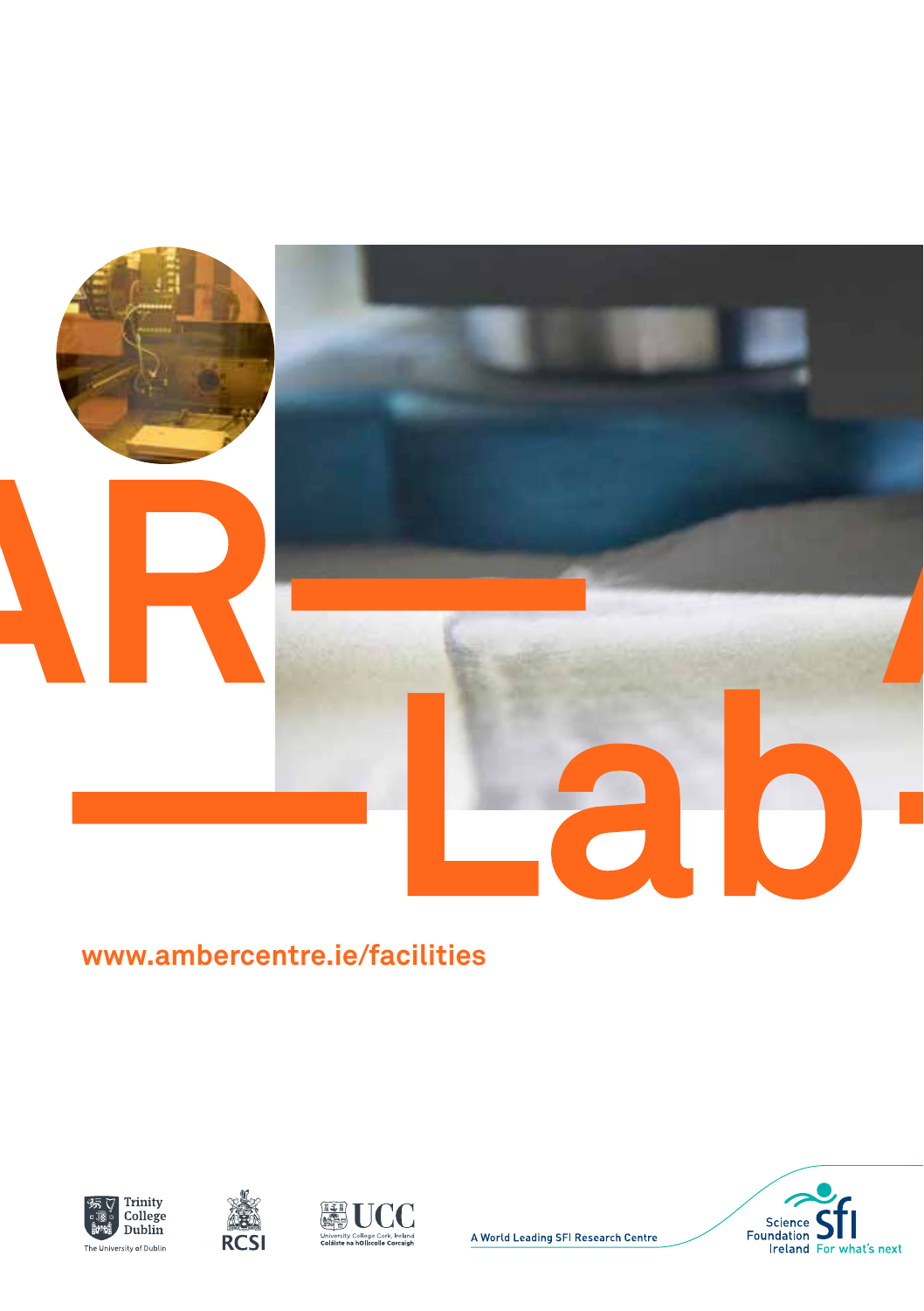AR—

—Lab

www.ambercentre.ie/facilities

Trinity College Dublin
The University of Dublin

RCSI

UCC
University College Cork, Ireland
Coláiste na hOllscoile Corcaigh

A World Leading SFI Research Centre

Science Foundation Ireland
For what's next